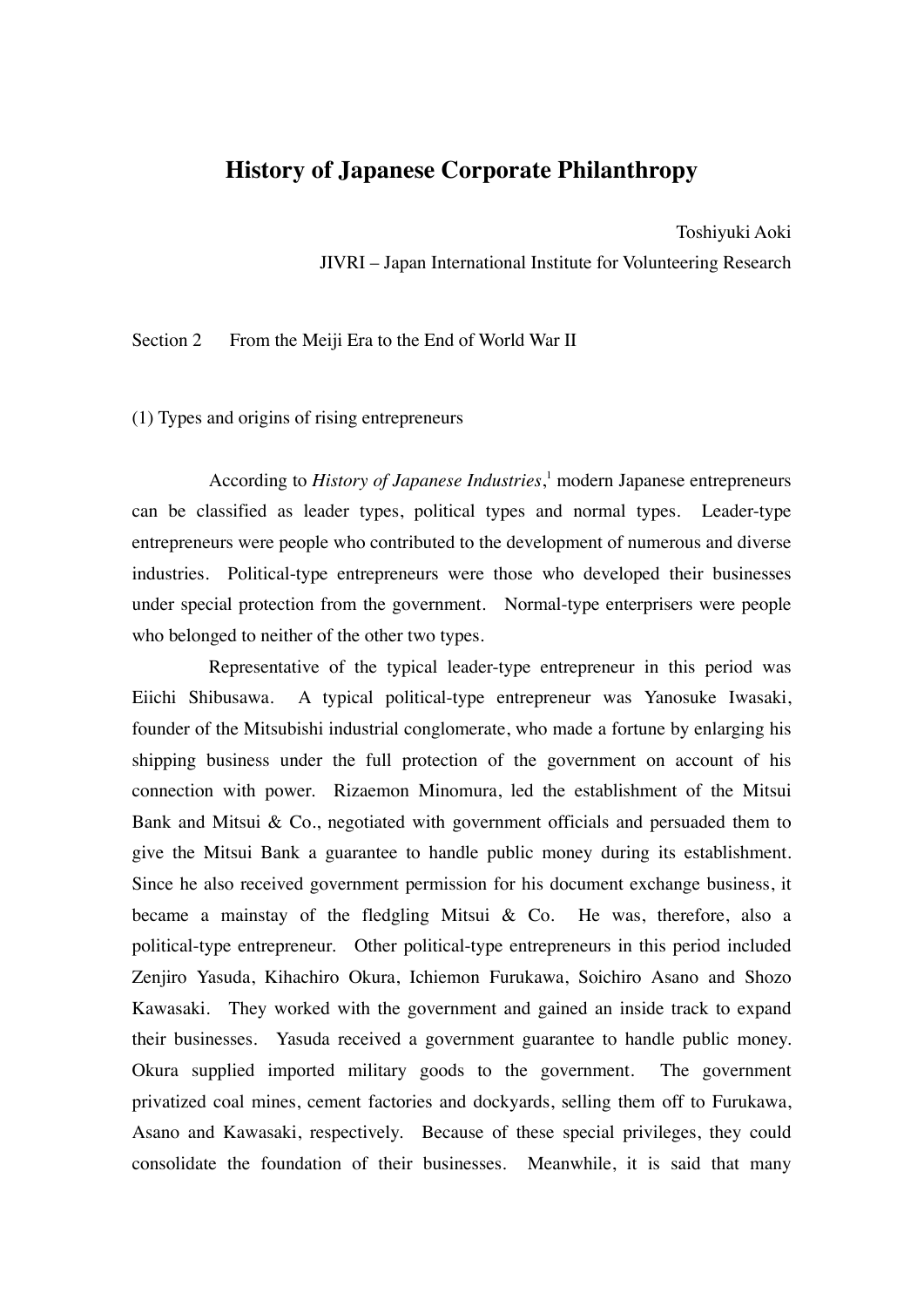# History of Japanese Corporate Philanthropy

Toshiyuki Aoki

JIVRI – Japan International Institute for Volunteering Research

## Section 2 From the Meiji Era to the End of World War II

### (1) Types and origins of rising entrepreneurs

According to *History of Japanese Industries*,[1] modern Japanese entrepreneurs can be classified as leader types, political types and normal types. Leader-type entrepreneurs were people who contributed to the development of numerous and diverse industries. Political-type entrepreneurs were those who developed their businesses under special protection from the government. Normal-type enterprisers were people who belonged to neither of the other two types.

Representative of the typical leader-type entrepreneur in this period was Eiichi Shibusawa. A typical political-type entrepreneur was Yanosuke Iwasaki, founder of the Mitsubishi industrial conglomerate, who made a fortune by enlarging his shipping business under the full protection of the government on account of his connection with power. Rizaemon Minomura, led the establishment of the Mitsui Bank and Mitsui & Co., negotiated with government officials and persuaded them to give the Mitsui Bank a guarantee to handle public money during its establishment. Since he also received government permission for his document exchange business, it became a mainstay of the fledgling Mitsui & Co. He was, therefore, also a political-type entrepreneur. Other political-type entrepreneurs in this period included Zenjiro Yasuda, Kihachiro Okura, Ichiemon Furukawa, Soichiro Asano and Shozo Kawasaki. They worked with the government and gained an inside track to expand their businesses. Yasuda received a government guarantee to handle public money. Okura supplied imported military goods to the government. The government privatized coal mines, cement factories and dockyards, selling them off to Furukawa, Asano and Kawasaki, respectively. Because of these special privileges, they could consolidate the foundation of their businesses. Meanwhile, it is said that many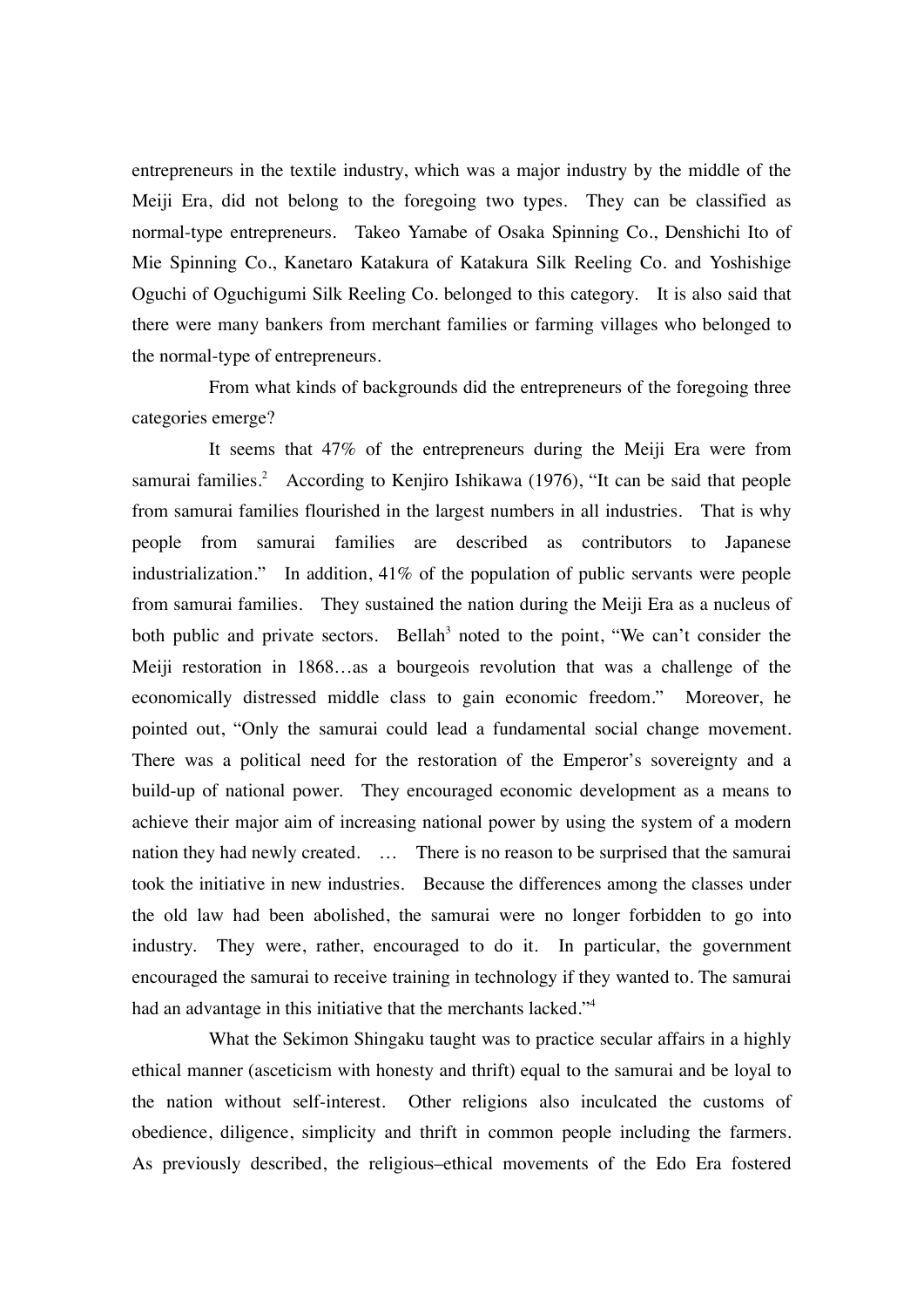entrepreneurs in the textile industry, which was a major industry by the middle of the Meiji Era, did not belong to the foregoing two types. They can be classified as normal-type entrepreneurs. Takeo Yamabe of Osaka Spinning Co., Denshichi Ito of Mie Spinning Co., Kanetaro Katakura of Katakura Silk Reeling Co. and Yoshishige Oguchi of Oguchigumi Silk Reeling Co. belonged to this category. It is also said that there were many bankers from merchant families or farming villages who belonged to the normal-type of entrepreneurs.

From what kinds of backgrounds did the entrepreneurs of the foregoing three categories emerge?

It seems that 47% of the entrepreneurs during the Meiji Era were from samurai families.[2] According to Kenjiro Ishikawa (1976), "It can be said that people from samurai families flourished in the largest numbers in all industries. That is why people from samurai families are described as contributors to Japanese industrialization." In addition, 41% of the population of public servants were people from samurai families. They sustained the nation during the Meiji Era as a nucleus of both public and private sectors. Bellah[3] noted to the point, "We can't consider the Meiji restoration in 1868…as a bourgeois revolution that was a challenge of the economically distressed middle class to gain economic freedom." Moreover, he pointed out, "Only the samurai could lead a fundamental social change movement. There was a political need for the restoration of the Emperor's sovereignty and a build-up of national power. They encouraged economic development as a means to achieve their major aim of increasing national power by using the system of a modern nation they had newly created. … There is no reason to be surprised that the samurai took the initiative in new industries. Because the differences among the classes under the old law had been abolished, the samurai were no longer forbidden to go into industry. They were, rather, encouraged to do it. In particular, the government encouraged the samurai to receive training in technology if they wanted to. The samurai had an advantage in this initiative that the merchants lacked."[4]

What the Sekimon Shingaku taught was to practice secular affairs in a highly ethical manner (asceticism with honesty and thrift) equal to the samurai and be loyal to the nation without self-interest. Other religions also inculcated the customs of obedience, diligence, simplicity and thrift in common people including the farmers. As previously described, the religious–ethical movements of the Edo Era fostered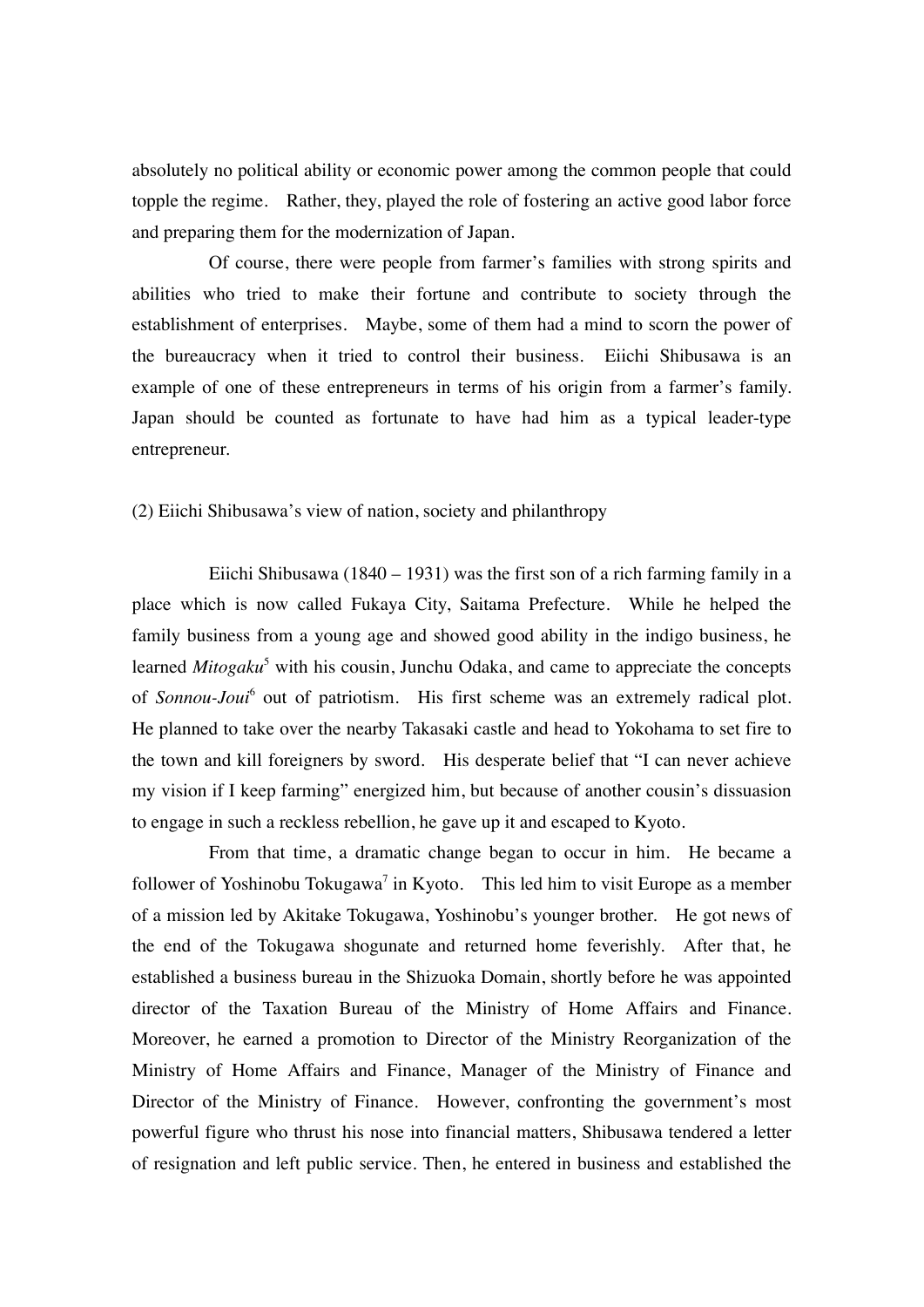absolutely no political ability or economic power among the common people that could topple the regime. Rather, they, played the role of fostering an active good labor force and preparing them for the modernization of Japan.

Of course, there were people from farmer's families with strong spirits and abilities who tried to make their fortune and contribute to society through the establishment of enterprises. Maybe, some of them had a mind to scorn the power of the bureaucracy when it tried to control their business. Eiichi Shibusawa is an example of one of these entrepreneurs in terms of his origin from a farmer's family. Japan should be counted as fortunate to have had him as a typical leader-type entrepreneur.

### (2) Eiichi Shibusawa's view of nation, society and philanthropy

Eiichi Shibusawa (1840 – 1931) was the first son of a rich farming family in a place which is now called Fukaya City, Saitama Prefecture. While he helped the family business from a young age and showed good ability in the indigo business, he learned *Mitogaku*[5] with his cousin, Junchu Odaka, and came to appreciate the concepts of *Sonnou-Joui*[6] out of patriotism. His first scheme was an extremely radical plot. He planned to take over the nearby Takasaki castle and head to Yokohama to set fire to the town and kill foreigners by sword. His desperate belief that "I can never achieve my vision if I keep farming" energized him, but because of another cousin's dissuasion to engage in such a reckless rebellion, he gave up it and escaped to Kyoto.

From that time, a dramatic change began to occur in him. He became a follower of Yoshinobu Tokugawa[7] in Kyoto. This led him to visit Europe as a member of a mission led by Akitake Tokugawa, Yoshinobu's younger brother. He got news of the end of the Tokugawa shogunate and returned home feverishly. After that, he established a business bureau in the Shizuoka Domain, shortly before he was appointed director of the Taxation Bureau of the Ministry of Home Affairs and Finance. Moreover, he earned a promotion to Director of the Ministry Reorganization of the Ministry of Home Affairs and Finance, Manager of the Ministry of Finance and Director of the Ministry of Finance. However, confronting the government's most powerful figure who thrust his nose into financial matters, Shibusawa tendered a letter of resignation and left public service. Then, he entered in business and established the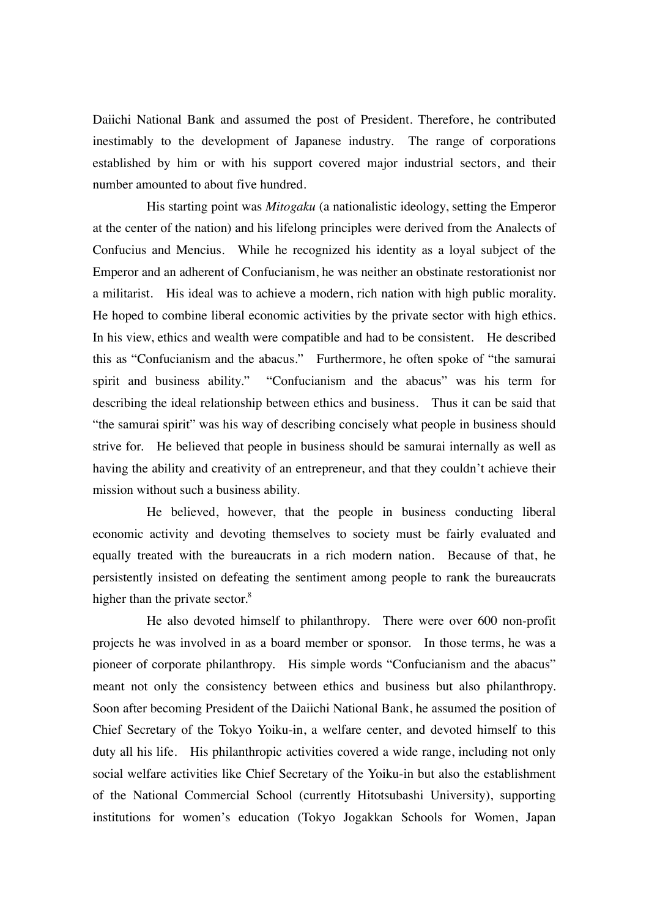Daiichi National Bank and assumed the post of President. Therefore, he contributed inestimably to the development of Japanese industry. The range of corporations established by him or with his support covered major industrial sectors, and their number amounted to about five hundred.

His starting point was *Mitogaku* (a nationalistic ideology, setting the Emperor at the center of the nation) and his lifelong principles were derived from the Analects of Confucius and Mencius. While he recognized his identity as a loyal subject of the Emperor and an adherent of Confucianism, he was neither an obstinate restorationist nor a militarist. His ideal was to achieve a modern, rich nation with high public morality. He hoped to combine liberal economic activities by the private sector with high ethics. In his view, ethics and wealth were compatible and had to be consistent. He described this as "Confucianism and the abacus." Furthermore, he often spoke of "the samurai spirit and business ability." "Confucianism and the abacus" was his term for describing the ideal relationship between ethics and business. Thus it can be said that "the samurai spirit" was his way of describing concisely what people in business should strive for. He believed that people in business should be samurai internally as well as having the ability and creativity of an entrepreneur, and that they couldn't achieve their mission without such a business ability.

He believed, however, that the people in business conducting liberal economic activity and devoting themselves to society must be fairly evaluated and equally treated with the bureaucrats in a rich modern nation. Because of that, he persistently insisted on defeating the sentiment among people to rank the bureaucrats higher than the private sector.[8]

He also devoted himself to philanthropy. There were over 600 non-profit projects he was involved in as a board member or sponsor. In those terms, he was a pioneer of corporate philanthropy. His simple words "Confucianism and the abacus" meant not only the consistency between ethics and business but also philanthropy. Soon after becoming President of the Daiichi National Bank, he assumed the position of Chief Secretary of the Tokyo Yoiku-in, a welfare center, and devoted himself to this duty all his life. His philanthropic activities covered a wide range, including not only social welfare activities like Chief Secretary of the Yoiku-in but also the establishment of the National Commercial School (currently Hitotsubashi University), supporting institutions for women's education (Tokyo Jogakkan Schools for Women, Japan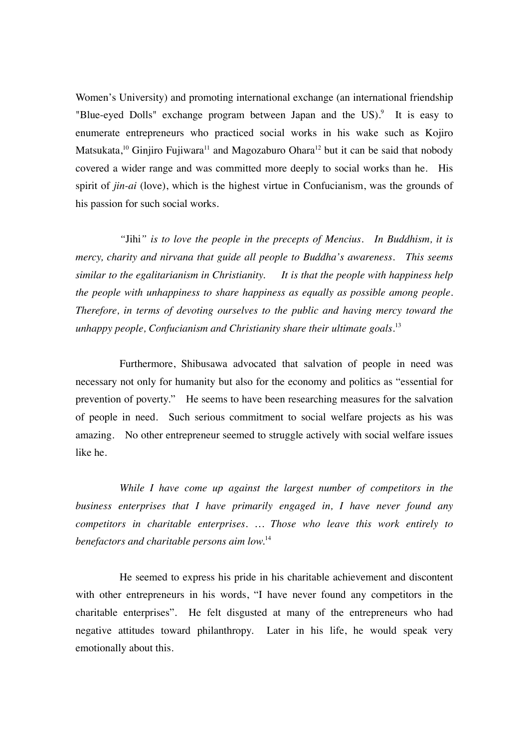Women's University) and promoting international exchange (an international friendship "Blue-eyed Dolls" exchange program between Japan and the US).[9] It is easy to enumerate entrepreneurs who practiced social works in his wake such as Kojiro Matsukata,[10] Ginjiro Fujiwara[11] and Magozaburo Ohara[12] but it can be said that nobody covered a wider range and was committed more deeply to social works than he. His spirit of *jin-ai* (love), which is the highest virtue in Confucianism, was the grounds of his passion for such social works.

> *"*Jihi*" is to love the people in the precepts of Mencius. In Buddhism, it is mercy, charity and nirvana that guide all people to Buddha's awareness. This seems similar to the egalitarianism in Christianity. It is that the people with happiness help the people with unhappiness to share happiness as equally as possible among people. Therefore, in terms of devoting ourselves to the public and having mercy toward the unhappy people, Confucianism and Christianity share their ultimate goals.*[13]

Furthermore, Shibusawa advocated that salvation of people in need was necessary not only for humanity but also for the economy and politics as "essential for prevention of poverty." He seems to have been researching measures for the salvation of people in need. Such serious commitment to social welfare projects as his was amazing. No other entrepreneur seemed to struggle actively with social welfare issues like he.

> *While I have come up against the largest number of competitors in the business enterprises that I have primarily engaged in, I have never found any competitors in charitable enterprises. … Those who leave this work entirely to benefactors and charitable persons aim low.*[14]

He seemed to express his pride in his charitable achievement and discontent with other entrepreneurs in his words, "I have never found any competitors in the charitable enterprises". He felt disgusted at many of the entrepreneurs who had negative attitudes toward philanthropy. Later in his life, he would speak very emotionally about this.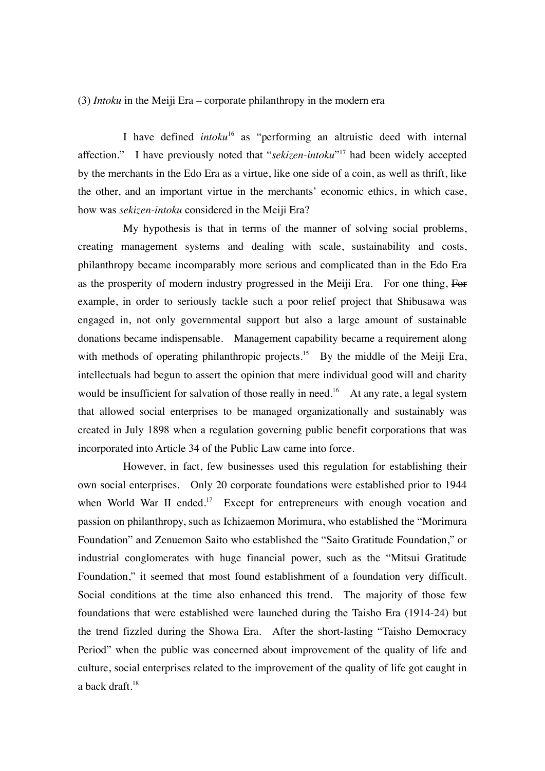(3) *Intoku* in the Meiji Era – corporate philanthropy in the modern era

I have defined *intoku*[16] as "performing an altruistic deed with internal affection." I have previously noted that "*sekizen-intoku*"[17] had been widely accepted by the merchants in the Edo Era as a virtue, like one side of a coin, as well as thrift, like the other, and an important virtue in the merchants' economic ethics, in which case, how was *sekizen-intoku* considered in the Meiji Era?

My hypothesis is that in terms of the manner of solving social problems, creating management systems and dealing with scale, sustainability and costs, philanthropy became incomparably more serious and complicated than in the Edo Era as the prosperity of modern industry progressed in the Meiji Era. For one thing, ~~For example~~, in order to seriously tackle such a poor relief project that Shibusawa was engaged in, not only governmental support but also a large amount of sustainable donations became indispensable. Management capability became a requirement along with methods of operating philanthropic projects.[15] By the middle of the Meiji Era, intellectuals had begun to assert the opinion that mere individual good will and charity would be insufficient for salvation of those really in need.[16] At any rate, a legal system that allowed social enterprises to be managed organizationally and sustainably was created in July 1898 when a regulation governing public benefit corporations that was incorporated into Article 34 of the Public Law came into force.

However, in fact, few businesses used this regulation for establishing their own social enterprises. Only 20 corporate foundations were established prior to 1944 when World War II ended.[17] Except for entrepreneurs with enough vocation and passion on philanthropy, such as Ichizaemon Morimura, who established the "Morimura Foundation" and Zenuemon Saito who established the "Saito Gratitude Foundation," or industrial conglomerates with huge financial power, such as the "Mitsui Gratitude Foundation," it seemed that most found establishment of a foundation very difficult. Social conditions at the time also enhanced this trend. The majority of those few foundations that were established were launched during the Taisho Era (1914-24) but the trend fizzled during the Showa Era. After the short-lasting "Taisho Democracy Period" when the public was concerned about improvement of the quality of life and culture, social enterprises related to the improvement of the quality of life got caught in a back draft.[18]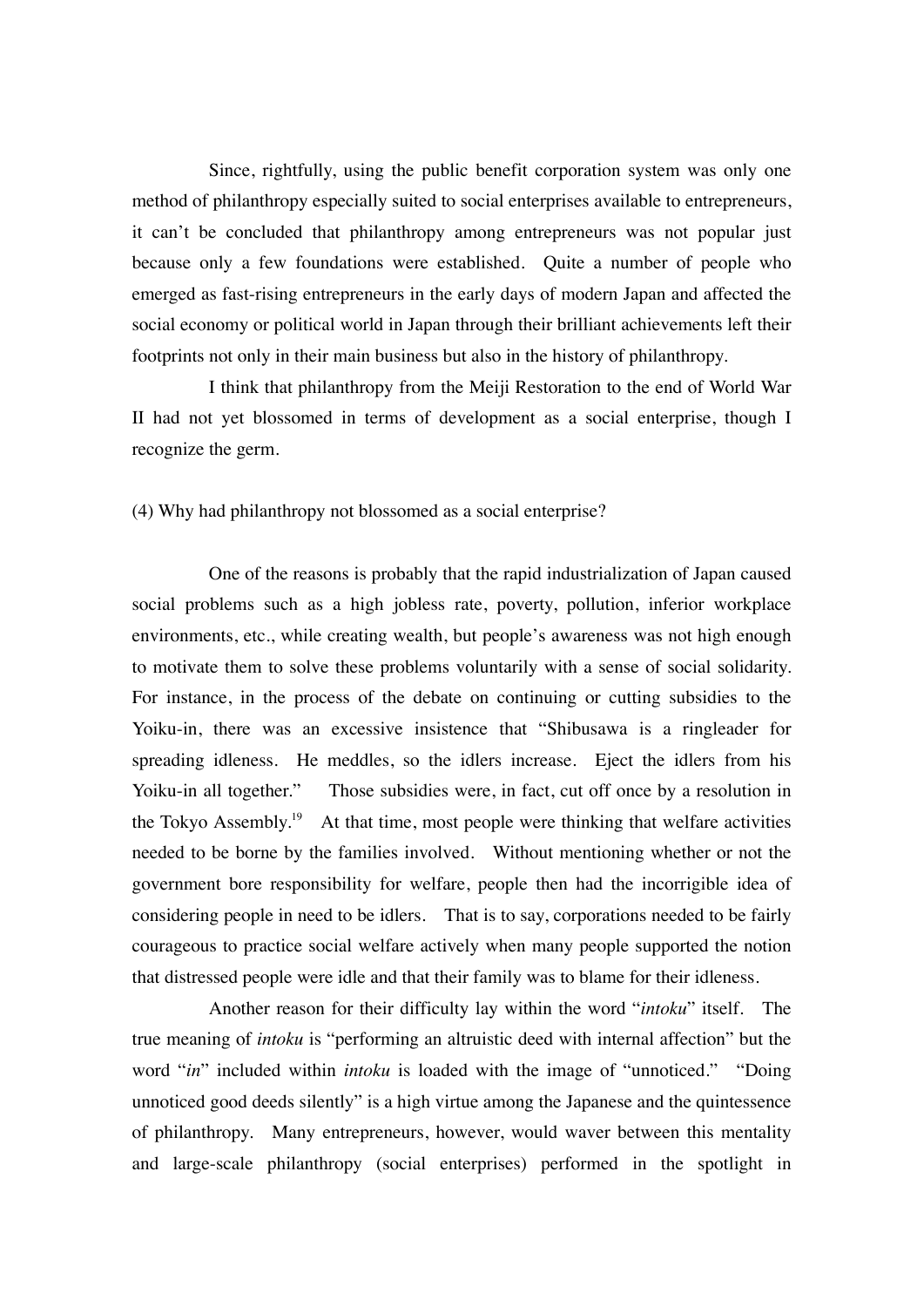Since, rightfully, using the public benefit corporation system was only one method of philanthropy especially suited to social enterprises available to entrepreneurs, it can't be concluded that philanthropy among entrepreneurs was not popular just because only a few foundations were established. Quite a number of people who emerged as fast-rising entrepreneurs in the early days of modern Japan and affected the social economy or political world in Japan through their brilliant achievements left their footprints not only in their main business but also in the history of philanthropy.

I think that philanthropy from the Meiji Restoration to the end of World War II had not yet blossomed in terms of development as a social enterprise, though I recognize the germ.

(4) Why had philanthropy not blossomed as a social enterprise?

One of the reasons is probably that the rapid industrialization of Japan caused social problems such as a high jobless rate, poverty, pollution, inferior workplace environments, etc., while creating wealth, but people's awareness was not high enough to motivate them to solve these problems voluntarily with a sense of social solidarity. For instance, in the process of the debate on continuing or cutting subsidies to the Yoiku-in, there was an excessive insistence that "Shibusawa is a ringleader for spreading idleness. He meddles, so the idlers increase. Eject the idlers from his Yoiku-in all together." Those subsidies were, in fact, cut off once by a resolution in the Tokyo Assembly.[19] At that time, most people were thinking that welfare activities needed to be borne by the families involved. Without mentioning whether or not the government bore responsibility for welfare, people then had the incorrigible idea of considering people in need to be idlers. That is to say, corporations needed to be fairly courageous to practice social welfare actively when many people supported the notion that distressed people were idle and that their family was to blame for their idleness.

Another reason for their difficulty lay within the word "*intoku*" itself. The true meaning of *intoku* is "performing an altruistic deed with internal affection" but the word "*in*" included within *intoku* is loaded with the image of "unnoticed." "Doing unnoticed good deeds silently" is a high virtue among the Japanese and the quintessence of philanthropy. Many entrepreneurs, however, would waver between this mentality and large-scale philanthropy (social enterprises) performed in the spotlight in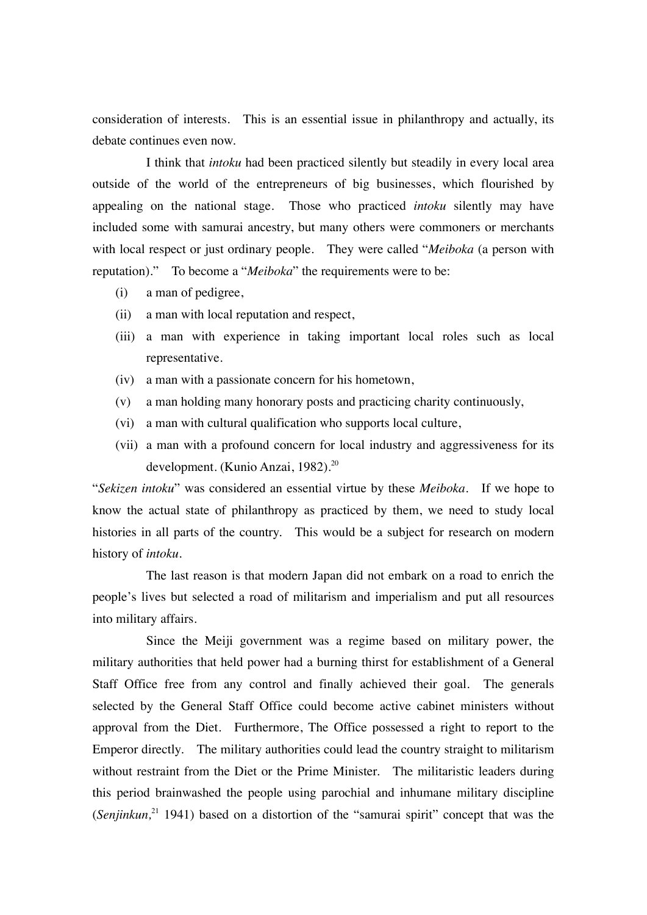consideration of interests. This is an essential issue in philanthropy and actually, its debate continues even now.

I think that *intoku* had been practiced silently but steadily in every local area outside of the world of the entrepreneurs of big businesses, which flourished by appealing on the national stage. Those who practiced *intoku* silently may have included some with samurai ancestry, but many others were commoners or merchants with local respect or just ordinary people. They were called "*Meiboka* (a person with reputation)." To become a "*Meiboka*" the requirements were to be:

- (i) a man of pedigree,
- (ii) a man with local reputation and respect,
- (iii) a man with experience in taking important local roles such as local representative.
- (iv) a man with a passionate concern for his hometown,
- (v) a man holding many honorary posts and practicing charity continuously,
- (vi) a man with cultural qualification who supports local culture,
- (vii) a man with a profound concern for local industry and aggressiveness for its development. (Kunio Anzai, 1982).[20]

"*Sekizen intoku*" was considered an essential virtue by these *Meiboka*. If we hope to know the actual state of philanthropy as practiced by them, we need to study local histories in all parts of the country. This would be a subject for research on modern history of *intoku*.

The last reason is that modern Japan did not embark on a road to enrich the people's lives but selected a road of militarism and imperialism and put all resources into military affairs.

Since the Meiji government was a regime based on military power, the military authorities that held power had a burning thirst for establishment of a General Staff Office free from any control and finally achieved their goal. The generals selected by the General Staff Office could become active cabinet ministers without approval from the Diet. Furthermore, The Office possessed a right to report to the Emperor directly. The military authorities could lead the country straight to militarism without restraint from the Diet or the Prime Minister. The militaristic leaders during this period brainwashed the people using parochial and inhumane military discipline (*Senjinkun,*[21] 1941) based on a distortion of the "samurai spirit" concept that was the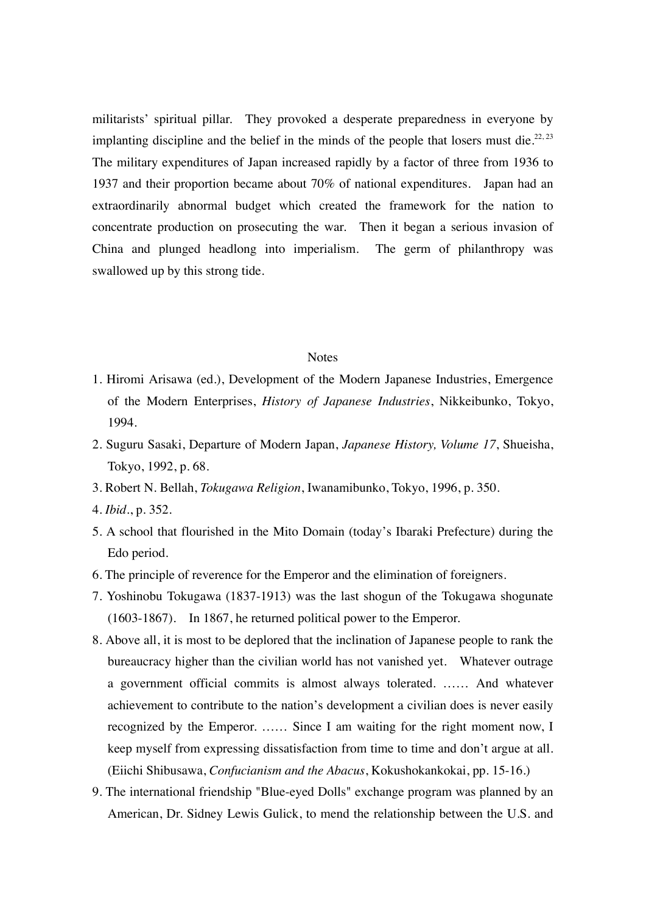militarists' spiritual pillar. They provoked a desperate preparedness in everyone by implanting discipline and the belief in the minds of the people that losers must die.[22, 23] The military expenditures of Japan increased rapidly by a factor of three from 1936 to 1937 and their proportion became about 70% of national expenditures. Japan had an extraordinarily abnormal budget which created the framework for the nation to concentrate production on prosecuting the war. Then it began a serious invasion of China and plunged headlong into imperialism. The germ of philanthropy was swallowed up by this strong tide.

## Notes

1. Hiromi Arisawa (ed.), Development of the Modern Japanese Industries, Emergence of the Modern Enterprises, *History of Japanese Industries*, Nikkeibunko, Tokyo, 1994.
2. Suguru Sasaki, Departure of Modern Japan, *Japanese History, Volume 17*, Shueisha, Tokyo, 1992, p. 68.
3. Robert N. Bellah, *Tokugawa Religion*, Iwanamibunko, Tokyo, 1996, p. 350.
4. *Ibid*., p. 352.
5. A school that flourished in the Mito Domain (today's Ibaraki Prefecture) during the Edo period.
6. The principle of reverence for the Emperor and the elimination of foreigners.
7. Yoshinobu Tokugawa (1837-1913) was the last shogun of the Tokugawa shogunate (1603-1867). In 1867, he returned political power to the Emperor.
8. Above all, it is most to be deplored that the inclination of Japanese people to rank the bureaucracy higher than the civilian world has not vanished yet. Whatever outrage a government official commits is almost always tolerated. …… And whatever achievement to contribute to the nation's development a civilian does is never easily recognized by the Emperor. …… Since I am waiting for the right moment now, I keep myself from expressing dissatisfaction from time to time and don't argue at all. (Eiichi Shibusawa, *Confucianism and the Abacus*, Kokushokankokai, pp. 15-16.)
9. The international friendship "Blue-eyed Dolls" exchange program was planned by an American, Dr. Sidney Lewis Gulick, to mend the relationship between the U.S. and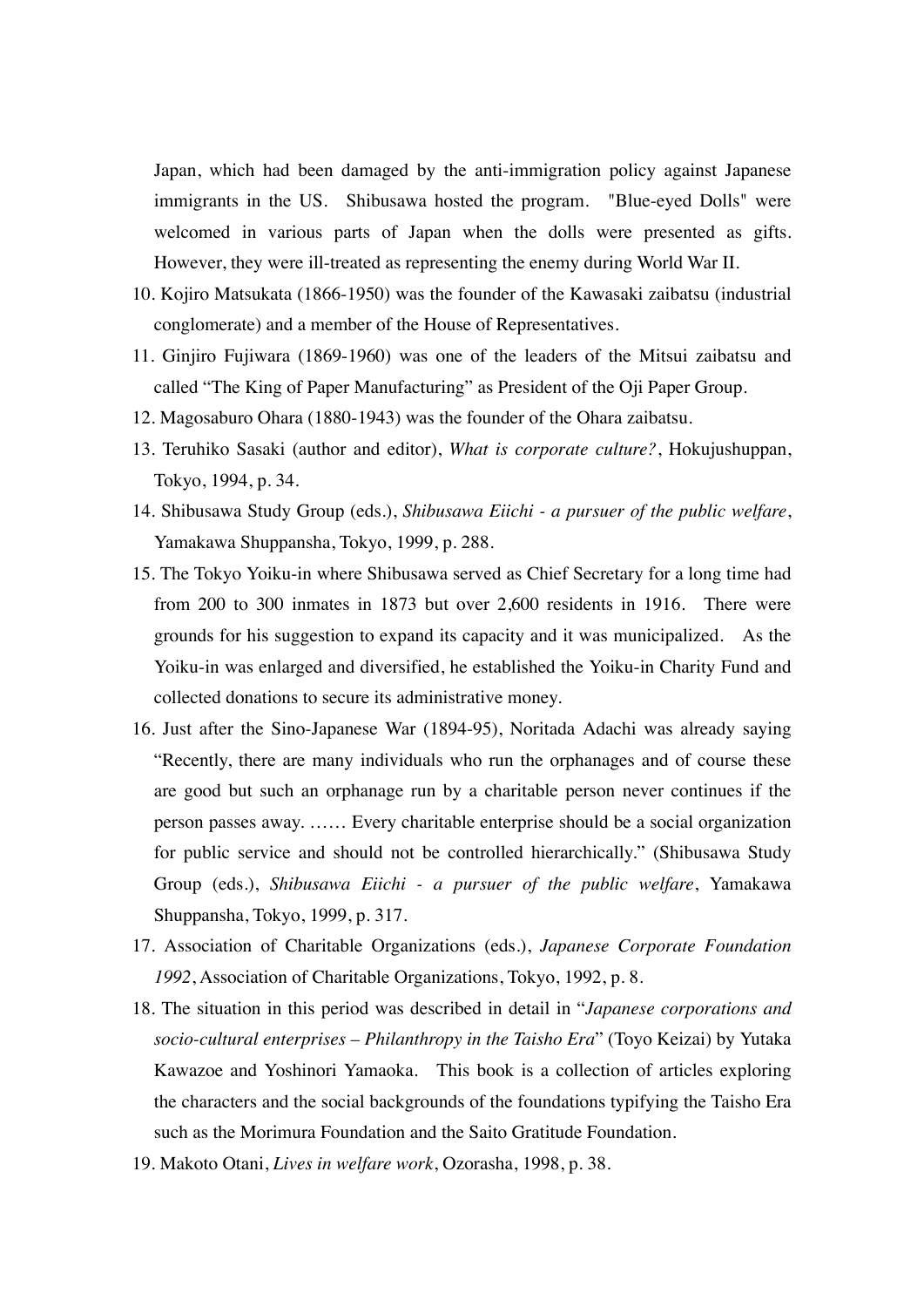Japan, which had been damaged by the anti-immigration policy against Japanese immigrants in the US. Shibusawa hosted the program. "Blue-eyed Dolls" were welcomed in various parts of Japan when the dolls were presented as gifts. However, they were ill-treated as representing the enemy during World War II.

10. Kojiro Matsukata (1866-1950) was the founder of the Kawasaki zaibatsu (industrial conglomerate) and a member of the House of Representatives.
11. Ginjiro Fujiwara (1869-1960) was one of the leaders of the Mitsui zaibatsu and called "The King of Paper Manufacturing" as President of the Oji Paper Group.
12. Magosaburo Ohara (1880-1943) was the founder of the Ohara zaibatsu.
13. Teruhiko Sasaki (author and editor), *What is corporate culture?*, Hokujushuppan, Tokyo, 1994, p. 34.
14. Shibusawa Study Group (eds.), *Shibusawa Eiichi - a pursuer of the public welfare*, Yamakawa Shuppansha, Tokyo, 1999, p. 288.
15. The Tokyo Yoiku-in where Shibusawa served as Chief Secretary for a long time had from 200 to 300 inmates in 1873 but over 2,600 residents in 1916. There were grounds for his suggestion to expand its capacity and it was municipalized. As the Yoiku-in was enlarged and diversified, he established the Yoiku-in Charity Fund and collected donations to secure its administrative money.
16. Just after the Sino-Japanese War (1894-95), Noritada Adachi was already saying "Recently, there are many individuals who run the orphanages and of course these are good but such an orphanage run by a charitable person never continues if the person passes away. …… Every charitable enterprise should be a social organization for public service and should not be controlled hierarchically." (Shibusawa Study Group (eds.), *Shibusawa Eiichi - a pursuer of the public welfare*, Yamakawa Shuppansha, Tokyo, 1999, p. 317.
17. Association of Charitable Organizations (eds.), *Japanese Corporate Foundation 1992*, Association of Charitable Organizations, Tokyo, 1992, p. 8.
18. The situation in this period was described in detail in "*Japanese corporations and socio-cultural enterprises – Philanthropy in the Taisho Era*" (Toyo Keizai) by Yutaka Kawazoe and Yoshinori Yamaoka. This book is a collection of articles exploring the characters and the social backgrounds of the foundations typifying the Taisho Era such as the Morimura Foundation and the Saito Gratitude Foundation.
19. Makoto Otani, *Lives in welfare work*, Ozorasha, 1998, p. 38.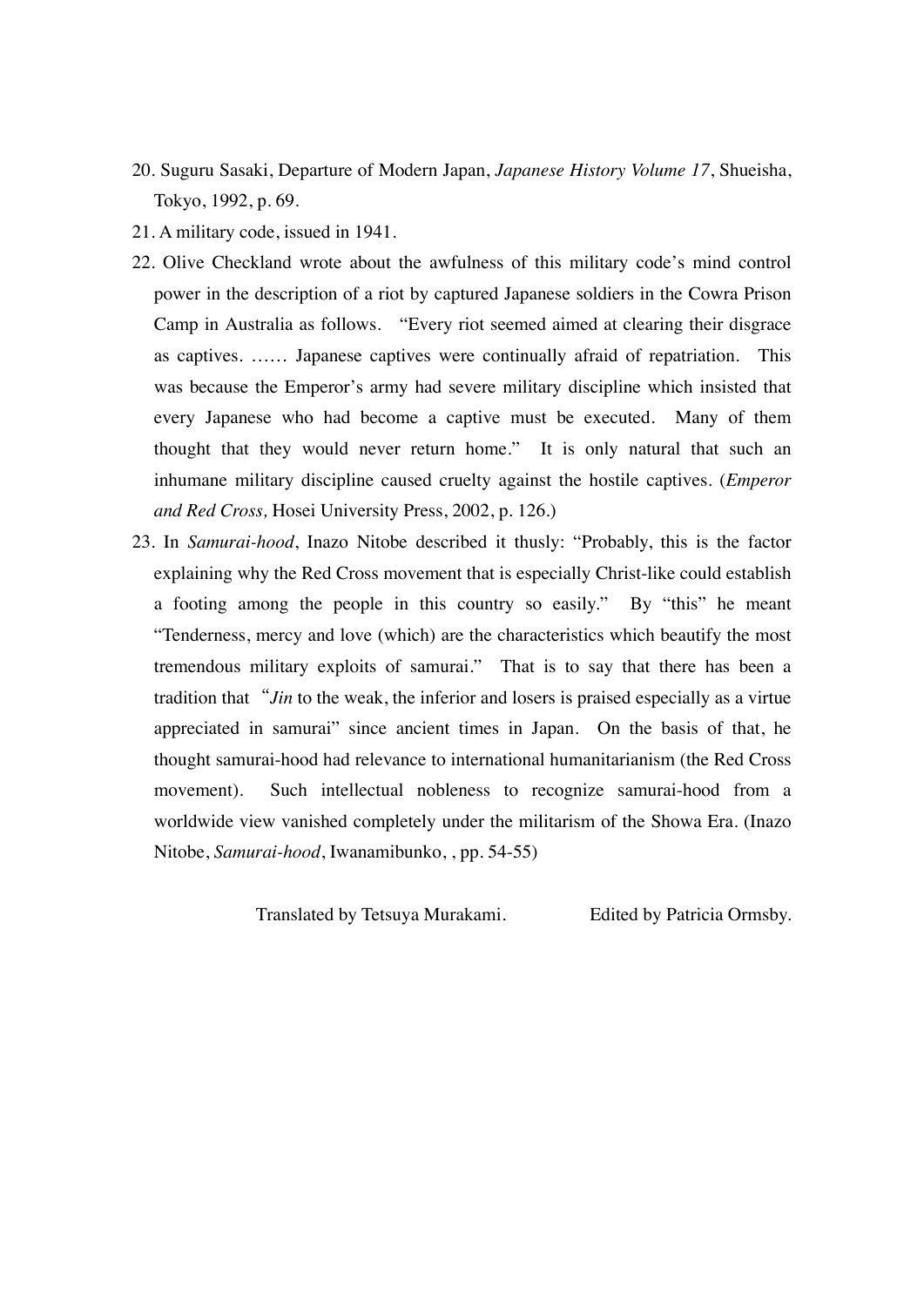20. Suguru Sasaki, Departure of Modern Japan, *Japanese History Volume 17*, Shueisha, Tokyo, 1992, p. 69.
21. A military code, issued in 1941.
22. Olive Checkland wrote about the awfulness of this military code's mind control power in the description of a riot by captured Japanese soldiers in the Cowra Prison Camp in Australia as follows. "Every riot seemed aimed at clearing their disgrace as captives. …… Japanese captives were continually afraid of repatriation. This was because the Emperor's army had severe military discipline which insisted that every Japanese who had become a captive must be executed. Many of them thought that they would never return home." It is only natural that such an inhumane military discipline caused cruelty against the hostile captives. (*Emperor and Red Cross,* Hosei University Press, 2002, p. 126.)
23. In *Samurai-hood*, Inazo Nitobe described it thusly: "Probably, this is the factor explaining why the Red Cross movement that is especially Christ-like could establish a footing among the people in this country so easily." By "this" he meant "Tenderness, mercy and love (which) are the characteristics which beautify the most tremendous military exploits of samurai." That is to say that there has been a tradition that "*Jin* to the weak, the inferior and losers is praised especially as a virtue appreciated in samurai" since ancient times in Japan. On the basis of that, he thought samurai-hood had relevance to international humanitarianism (the Red Cross movement). Such intellectual nobleness to recognize samurai-hood from a worldwide view vanished completely under the militarism of the Showa Era. (Inazo Nitobe, *Samurai-hood*, Iwanamibunko, , pp. 54-55)

Translated by Tetsuya Murakami. Edited by Patricia Ormsby.